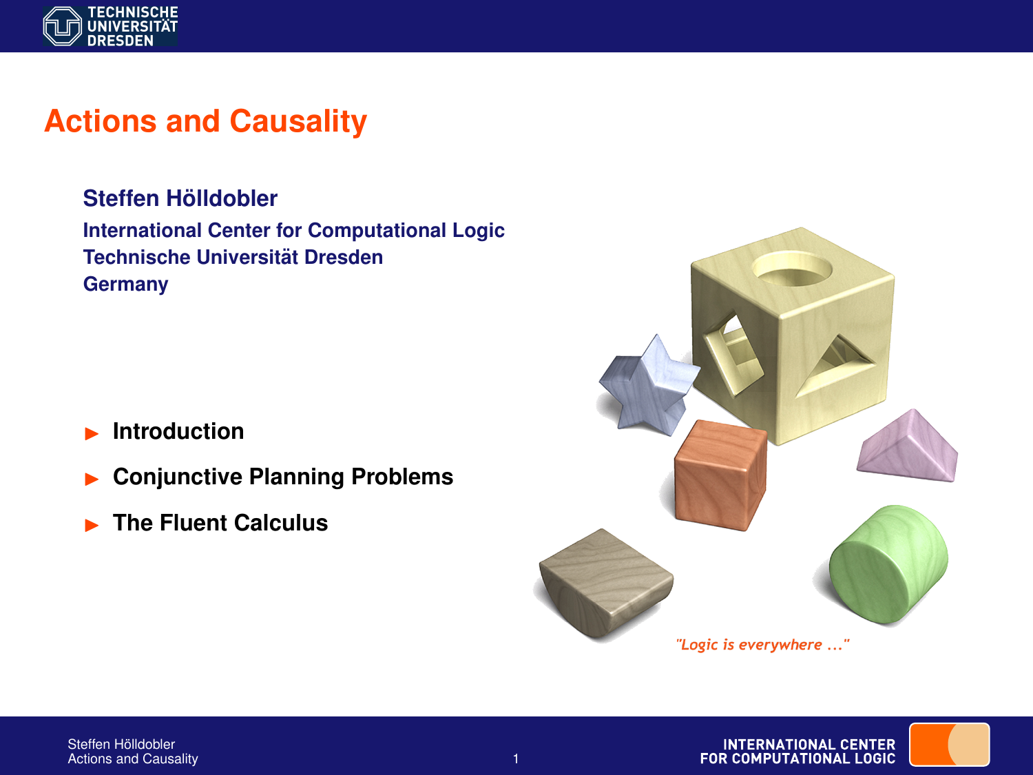# Actions and Causality

**Steffen Hölldobler**

**International Center for Computational Logic**
**Technische Universität Dresden**
**Germany**

- **Introduction**
- **Conjunctive Planning Problems**
- **The Fluent Calculus**

*"Logic is everywhere ..."*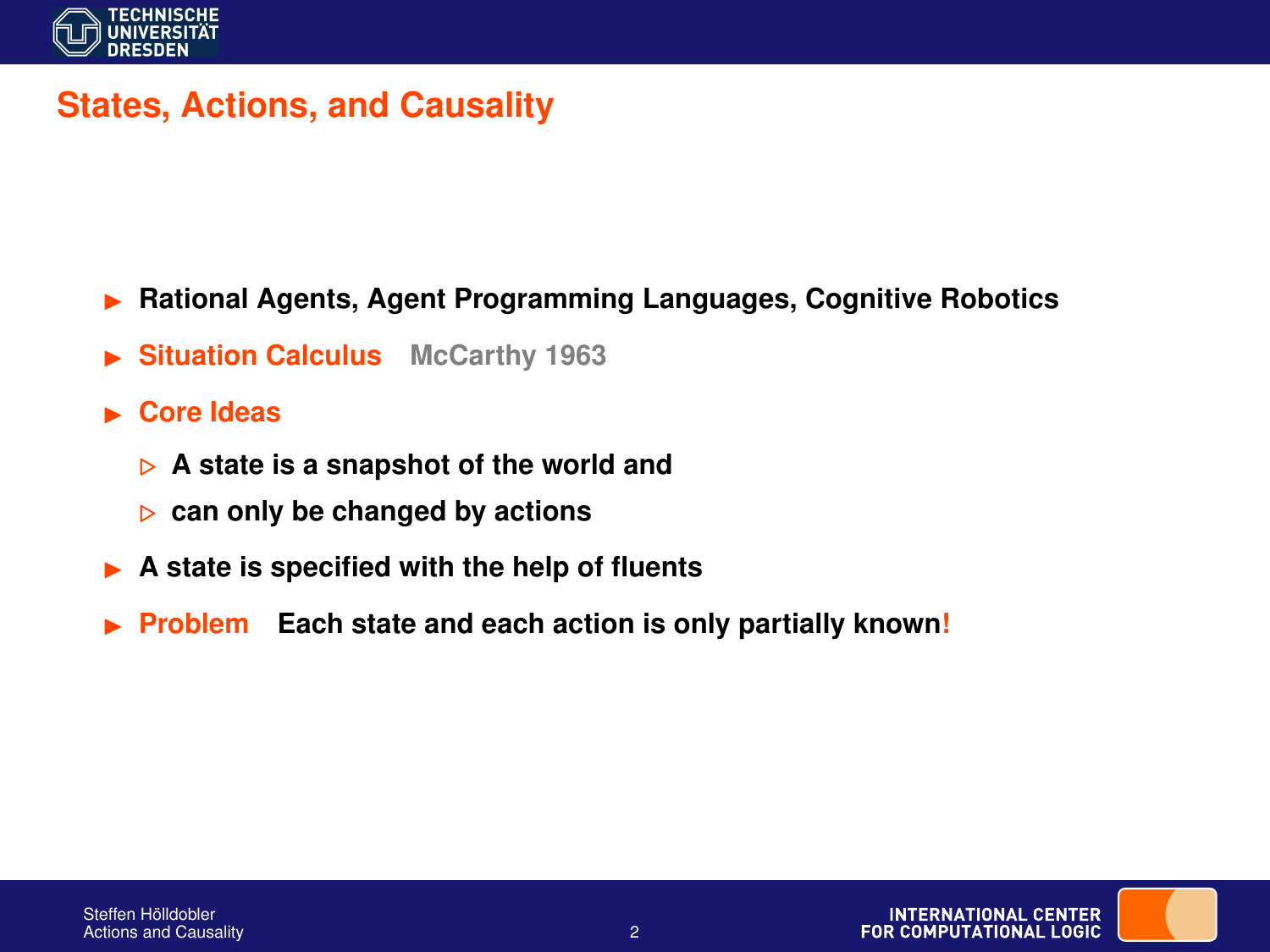# States, Actions, and Causality

- **Rational Agents, Agent Programming Languages, Cognitive Robotics**
- **Situation Calculus** McCarthy 1963
- **Core Ideas**
  - **A state is a snapshot of the world and**
  - **can only be changed by actions**
- **A state is specified with the help of fluents**
- **Problem** **Each state and each action is only partially known!**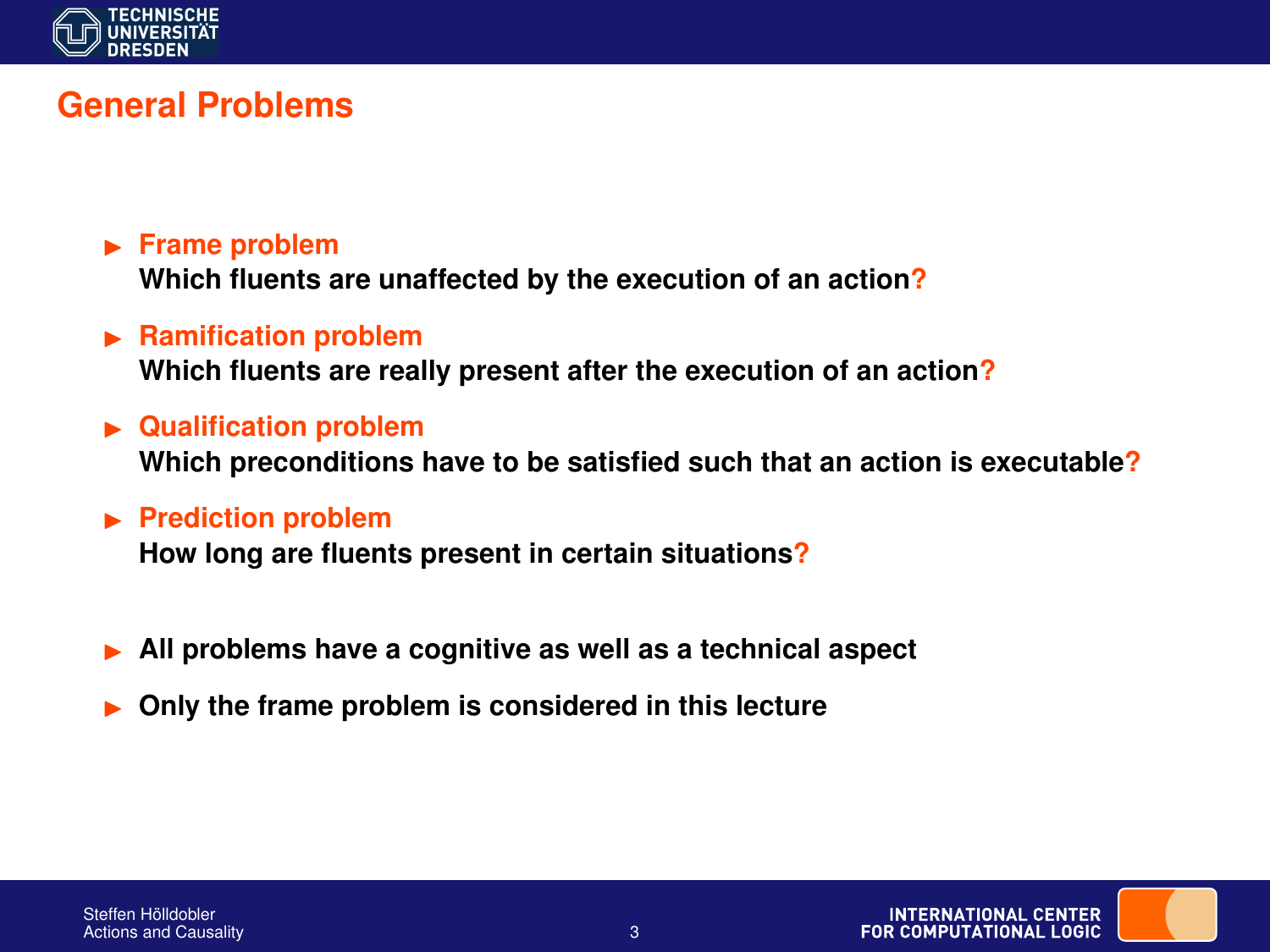## General Problems

- **Frame problem**
  Which fluents are unaffected by the execution of an action?
- **Ramification problem**
  Which fluents are really present after the execution of an action?
- **Qualification problem**
  Which preconditions have to be satisfied such that an action is executable?
- **Prediction problem**
  How long are fluents present in certain situations?

- All problems have a cognitive as well as a technical aspect
- Only the frame problem is considered in this lecture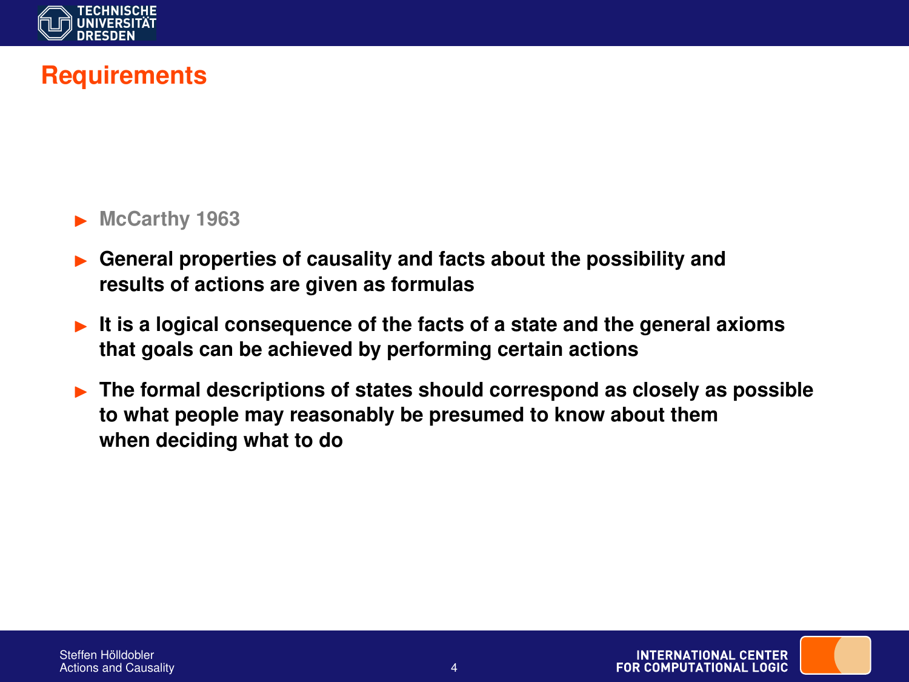## Requirements

- McCarthy 1963
- **General properties of causality and facts about the possibility and results of actions are given as formulas**
- **It is a logical consequence of the facts of a state and the general axioms that goals can be achieved by performing certain actions**
- **The formal descriptions of states should correspond as closely as possible to what people may reasonably be presumed to know about them when deciding what to do**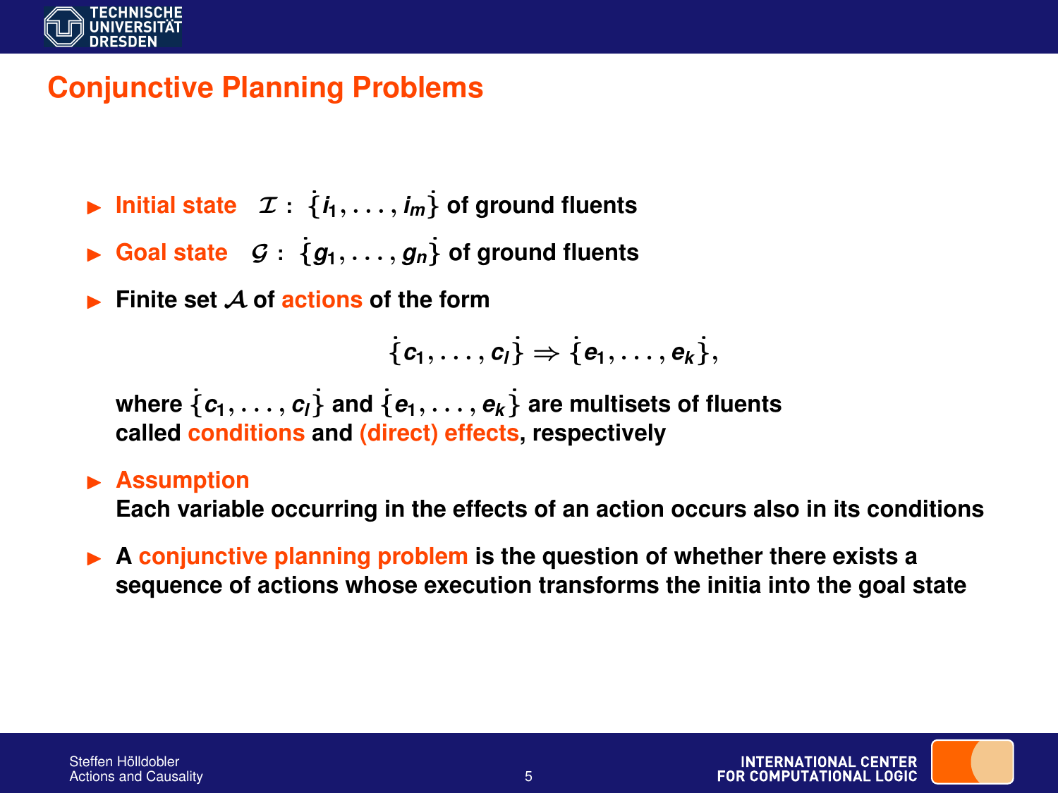# Conjunctive Planning Problems

- **Initial state** $\mathcal{I}$ : $\dot{\{} i_1, \ldots, i_m \dot{\}}$ of ground fluents
- **Goal state** $\mathcal{G}$ : $\dot{\{} g_1, \ldots, g_n \dot{\}}$ of ground fluents
- Finite set $\mathcal{A}$ of **actions** of the form

$$\dot{\{} c_1, \ldots, c_l \dot{\}} \Rightarrow \dot{\{} e_1, \ldots, e_k \dot{\}},$$

  where $\dot{\{} c_1, \ldots, c_l \dot{\}}$ and $\dot{\{} e_1, \ldots, e_k \dot{\}}$ are multisets of fluents called **conditions** and **(direct) effects**, respectively

- **Assumption**
  Each variable occurring in the effects of an action occurs also in its conditions

- A **conjunctive planning problem** is the question of whether there exists a sequence of actions whose execution transforms the initia into the goal state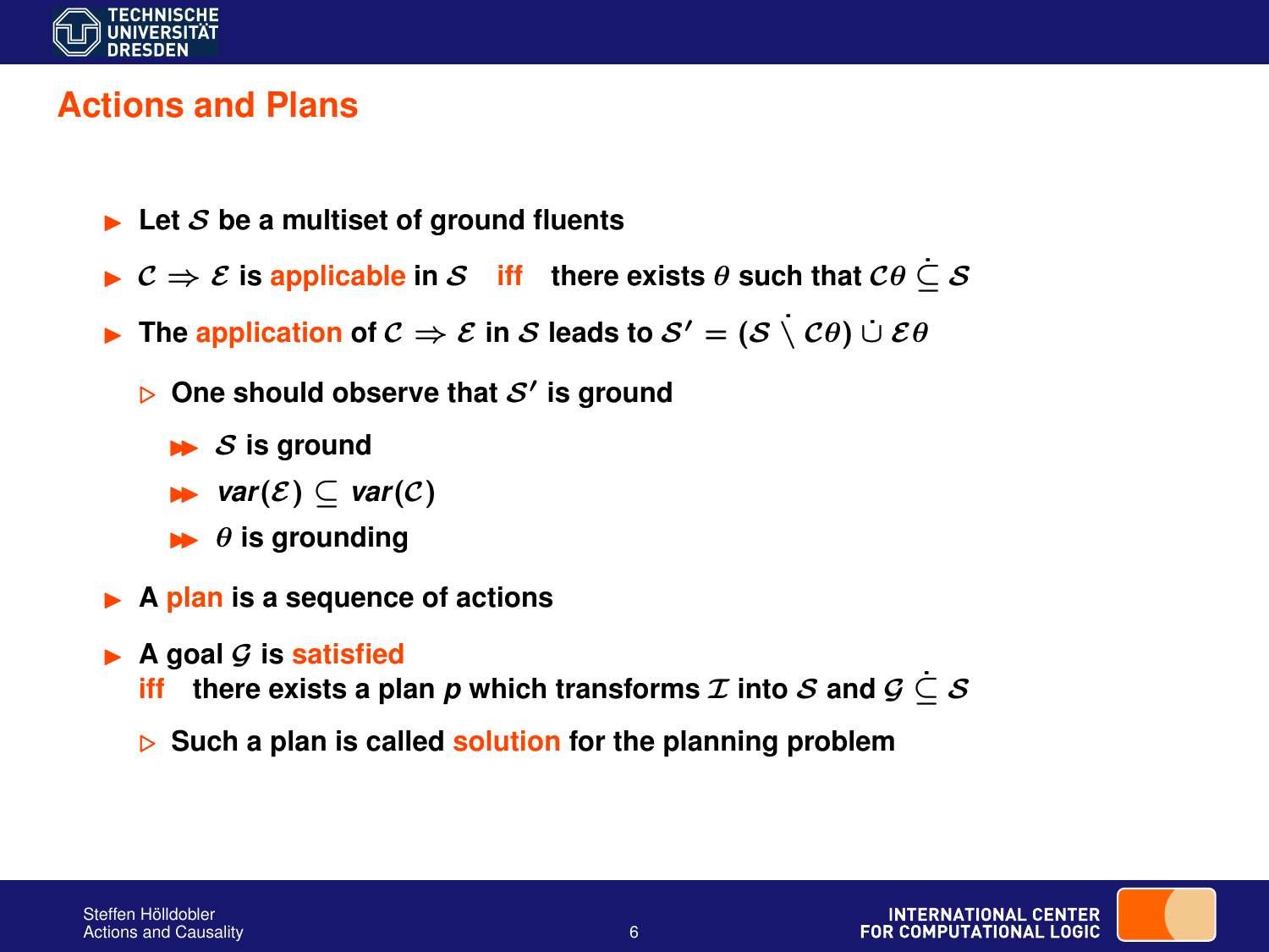## Actions and Plans

- Let $\mathcal{S}$ be a multiset of ground fluents
- $\mathcal{C} \Rightarrow \mathcal{E}$ is applicable in $\mathcal{S}$ iff there exists $\theta$ such that $\mathcal{C}\theta \dot{\subseteq} \mathcal{S}$
- The application of $\mathcal{C} \Rightarrow \mathcal{E}$ in $\mathcal{S}$ leads to $\mathcal{S}' = (\mathcal{S} \dot{\setminus} \mathcal{C}\theta) \dot{\cup} \mathcal{E}\theta$
  - One should observe that $\mathcal{S}'$ is ground
    - $\mathcal{S}$ is ground
    - $var(\mathcal{E}) \subseteq var(\mathcal{C})$
    - $\theta$ is grounding
- A plan is a sequence of actions
- A goal $\mathcal{G}$ is satisfied iff there exists a plan $p$ which transforms $\mathcal{I}$ into $\mathcal{S}$ and $\mathcal{G} \dot{\subseteq} \mathcal{S}$
  - Such a plan is called solution for the planning problem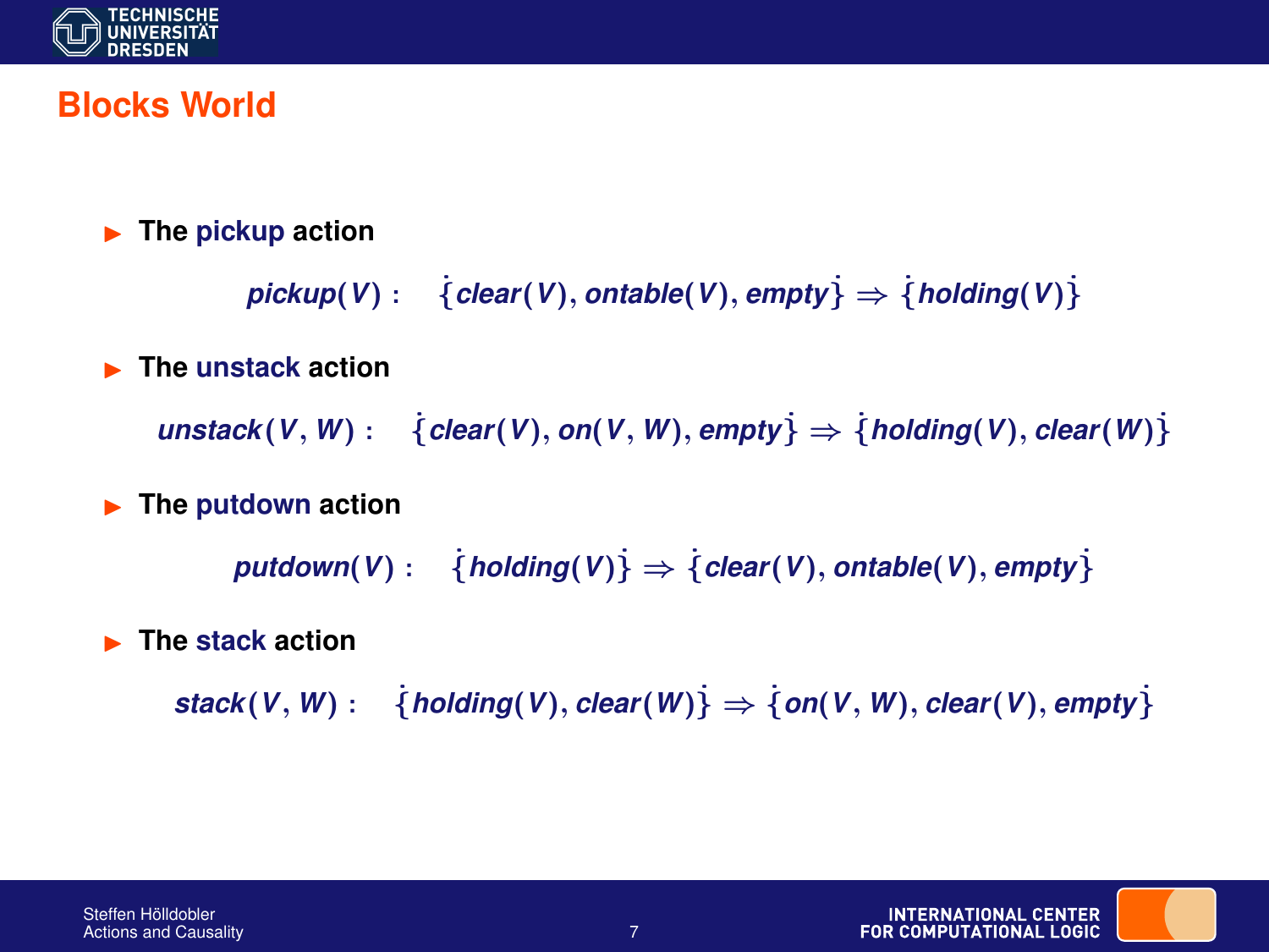## Blocks World

- The **pickup** action

$$pickup(V): \quad \dot{\{}clear(V), ontable(V), empty\dot{\}} \Rightarrow \dot{\{}holding(V)\dot{\}}$$

- The **unstack** action

$$unstack(V, W): \quad \dot{\{}clear(V), on(V, W), empty\dot{\}} \Rightarrow \dot{\{}holding(V), clear(W)\dot{\}}$$

- The **putdown** action

$$putdown(V): \quad \dot{\{}holding(V)\dot{\}} \Rightarrow \dot{\{}clear(V), ontable(V), empty\dot{\}}$$

- The **stack** action

$$stack(V, W): \quad \dot{\{}holding(V), clear(W)\dot{\}} \Rightarrow \dot{\{}on(V, W), clear(V), empty\dot{\}}$$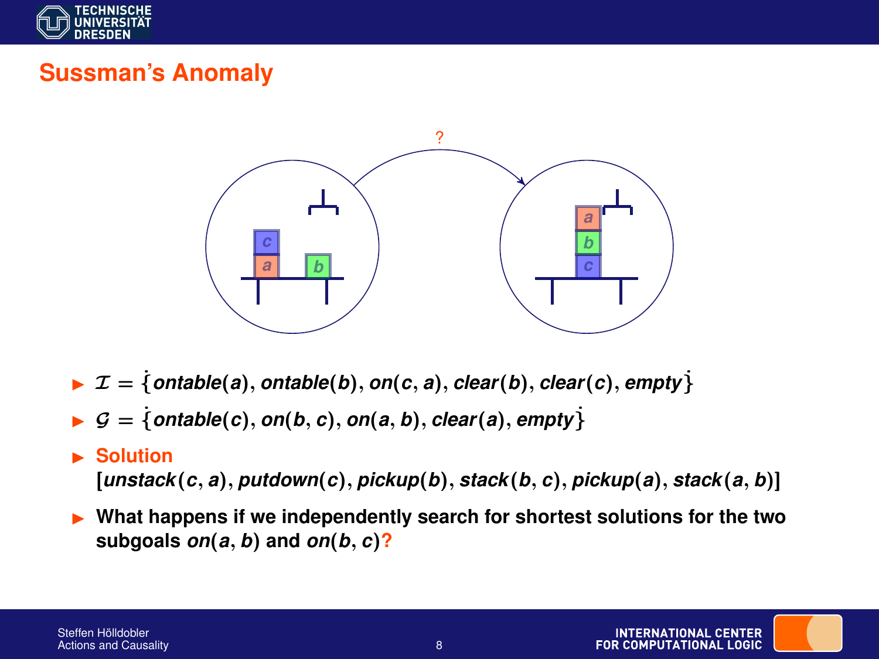# Sussman's Anomaly

- $\mathcal{I} \doteq \{ontable(a), ontable(b), on(c, a), clear(b), clear(c), empty\}$
- $\mathcal{G} \doteq \{ontable(c), on(b, c), on(a, b), clear(a), empty\}$
- **Solution**
  $[unstack(c, a), putdown(c), pickup(b), stack(b, c), pickup(a), stack(a, b)]$
- **What happens if we independently search for shortest solutions for the two subgoals $on(a, b)$ and $on(b, c)$?**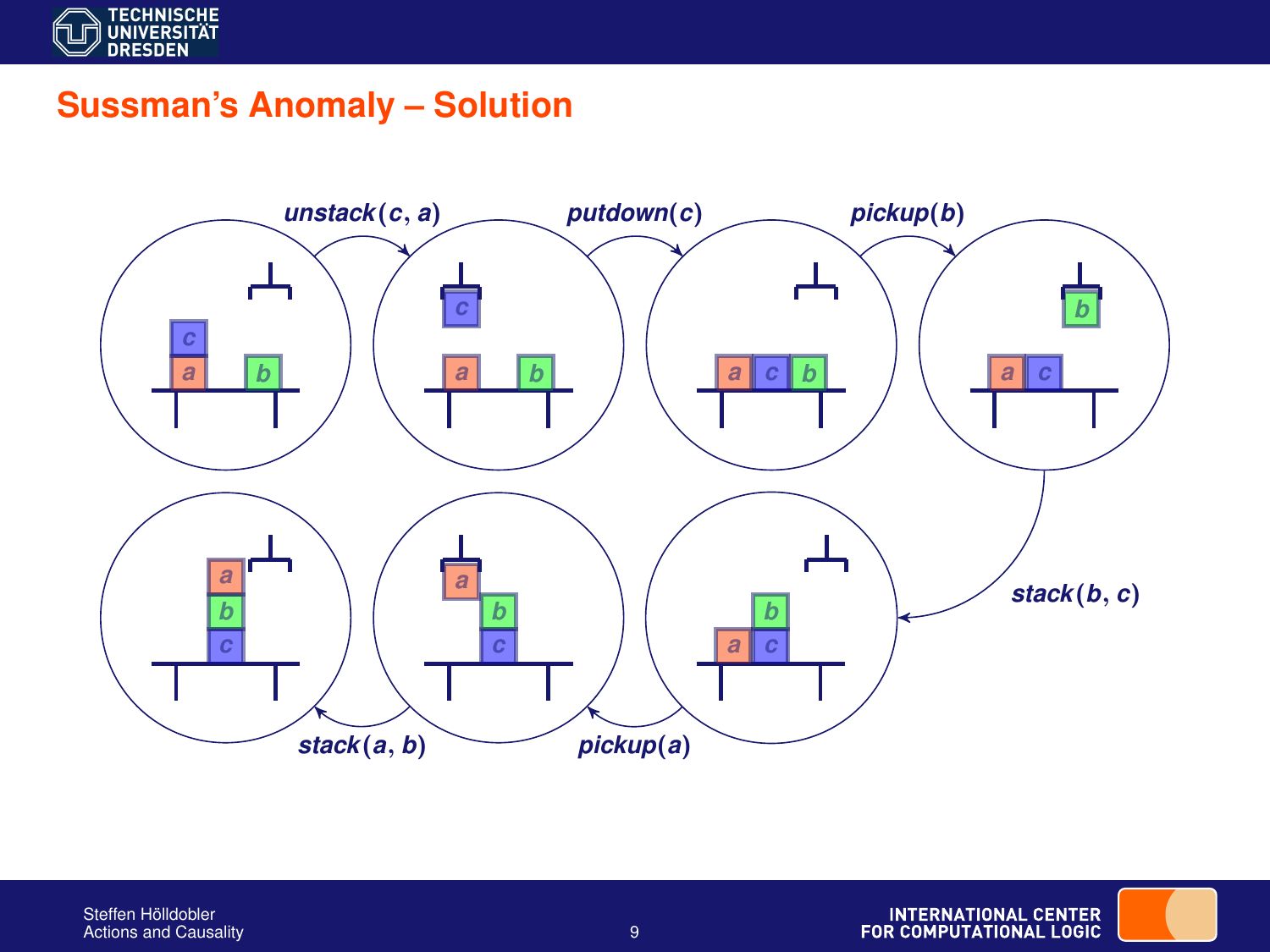# Sussman's Anomaly – Solution

*unstack*(*c*, *a*) → *putdown*(*c*) → *pickup*(*b*) → *stack*(*b*, *c*) → *pickup*(*a*) → *stack*(*a*, *b*)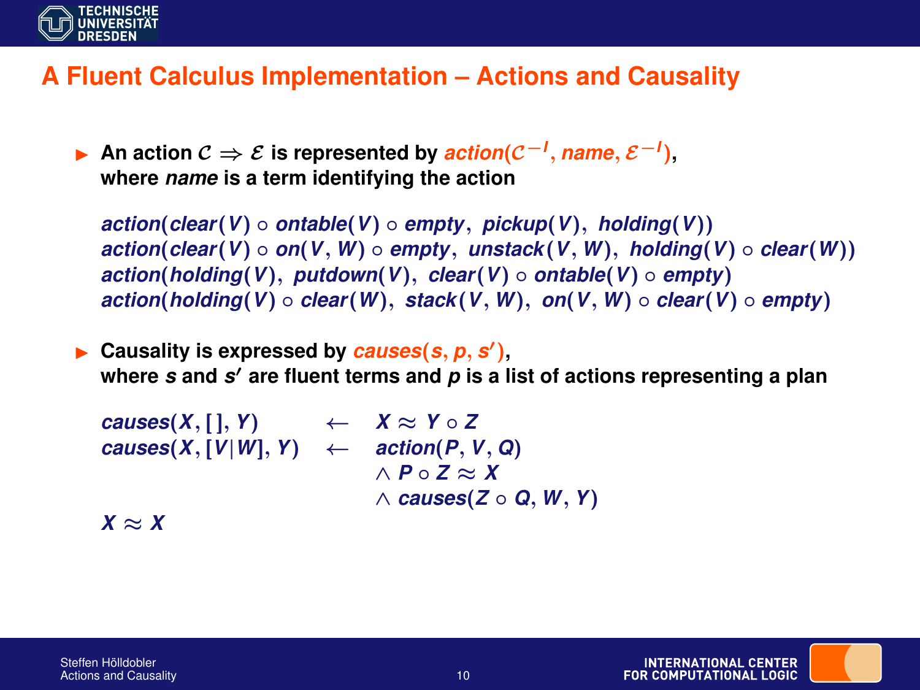# A Fluent Calculus Implementation – Actions and Causality

- An action $\mathcal{C} \Rightarrow \mathcal{E}$ is represented by *action*$(\mathcal{C}^{-I}, name, \mathcal{E}^{-I})$, where *name* is a term identifying the action

$$action(clear(V) \circ ontable(V) \circ empty,\ pickup(V),\ holding(V))$$
$$action(clear(V) \circ on(V, W) \circ empty,\ unstack(V, W),\ holding(V) \circ clear(W))$$
$$action(holding(V),\ putdown(V),\ clear(V) \circ ontable(V) \circ empty)$$
$$action(holding(V) \circ clear(W),\ stack(V, W),\ on(V, W) \circ clear(V) \circ empty)$$

- Causality is expressed by *causes*$(s, p, s')$, where $s$ and $s'$ are fluent terms and $p$ is a list of actions representing a plan

$$
\begin{array}{lcl}
causes(X, [\,], Y) & \leftarrow & X \approx Y \circ Z \\
causes(X, [V|W], Y) & \leftarrow & action(P, V, Q) \\
 & & \wedge\ P \circ Z \approx X \\
 & & \wedge\ causes(Z \circ Q, W, Y)
\end{array}
$$

$$X \approx X$$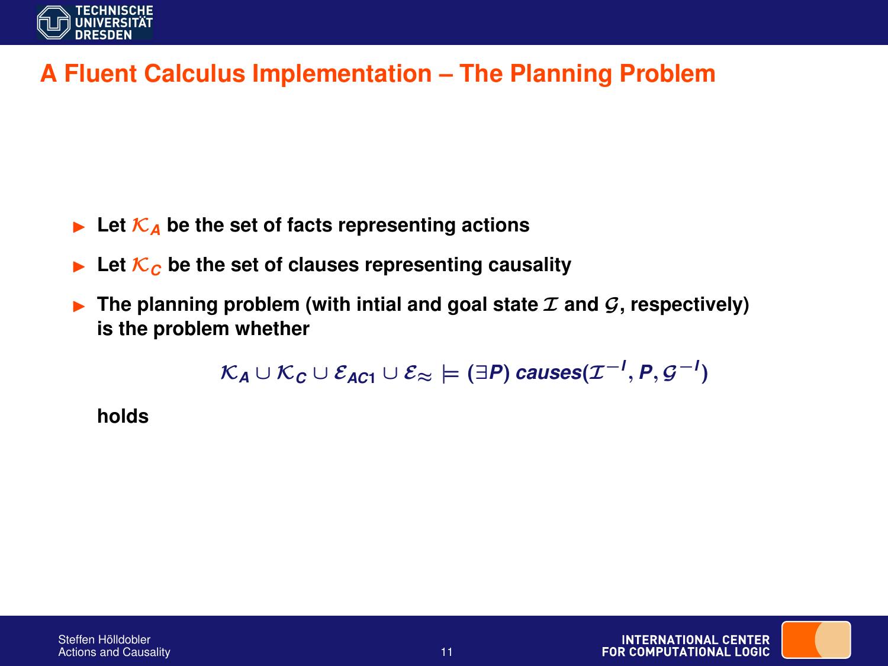# A Fluent Calculus Implementation – The Planning Problem

- Let $\mathcal{K}_A$ be the set of facts representing actions
- Let $\mathcal{K}_C$ be the set of clauses representing causality
- The planning problem (with intial and goal state $\mathcal{I}$ and $\mathcal{G}$, respectively) is the problem whether

  $$\mathcal{K}_A \cup \mathcal{K}_C \cup \mathcal{E}_{AC1} \cup \mathcal{E}_{\approx} \models (\exists P)\, causes(\mathcal{I}^{-I}, P, \mathcal{G}^{-I})$$

  holds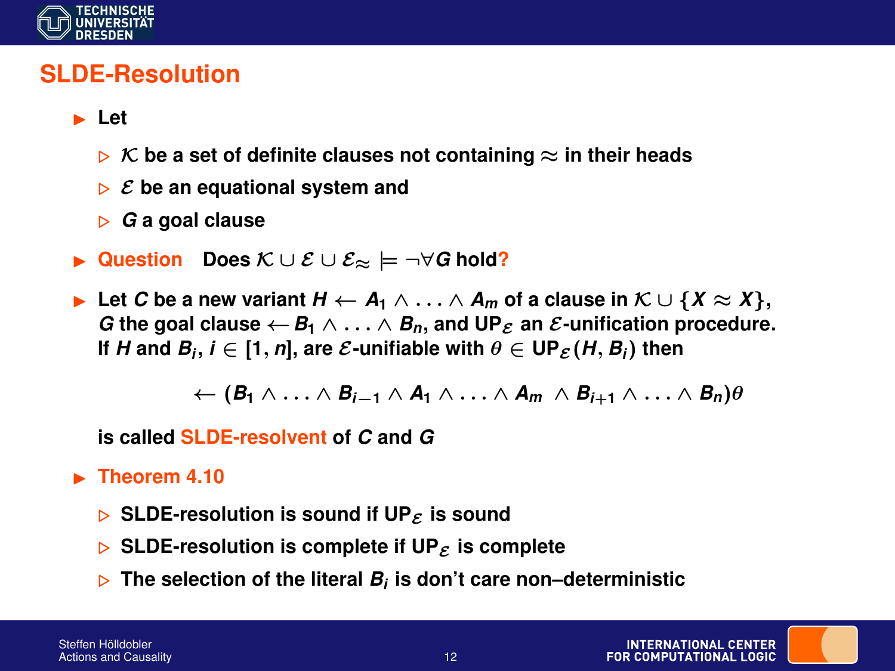# SLDE-Resolution

- Let
  - $\mathcal{K}$ be a set of definite clauses not containing $\approx$ in their heads
  - $\mathcal{E}$ be an equational system and
  - $G$ a goal clause
- **Question** Does $\mathcal{K} \cup \mathcal{E} \cup \mathcal{E}_{\approx} \models \neg\forall G$ hold?
- Let $C$ be a new variant $H \leftarrow A_1 \wedge \ldots \wedge A_m$ of a clause in $\mathcal{K} \cup \{X \approx X\}$, $G$ the goal clause $\leftarrow B_1 \wedge \ldots \wedge B_n$, and $\text{UP}_{\mathcal{E}}$ an $\mathcal{E}$-unification procedure. If $H$ and $B_i$, $i \in [1, n]$, are $\mathcal{E}$-unifiable with $\theta \in \text{UP}_{\mathcal{E}}(H, B_i)$ then

$$\leftarrow (B_1 \wedge \ldots \wedge B_{i-1} \wedge A_1 \wedge \ldots \wedge A_m \ \wedge B_{i+1} \wedge \ldots \wedge B_n)\theta$$

  is called **SLDE-resolvent** of $C$ and $G$

- **Theorem 4.10**
  - SLDE-resolution is sound if $\text{UP}_{\mathcal{E}}$ is sound
  - SLDE-resolution is complete if $\text{UP}_{\mathcal{E}}$ is complete
  - The selection of the literal $B_i$ is don't care non–deterministic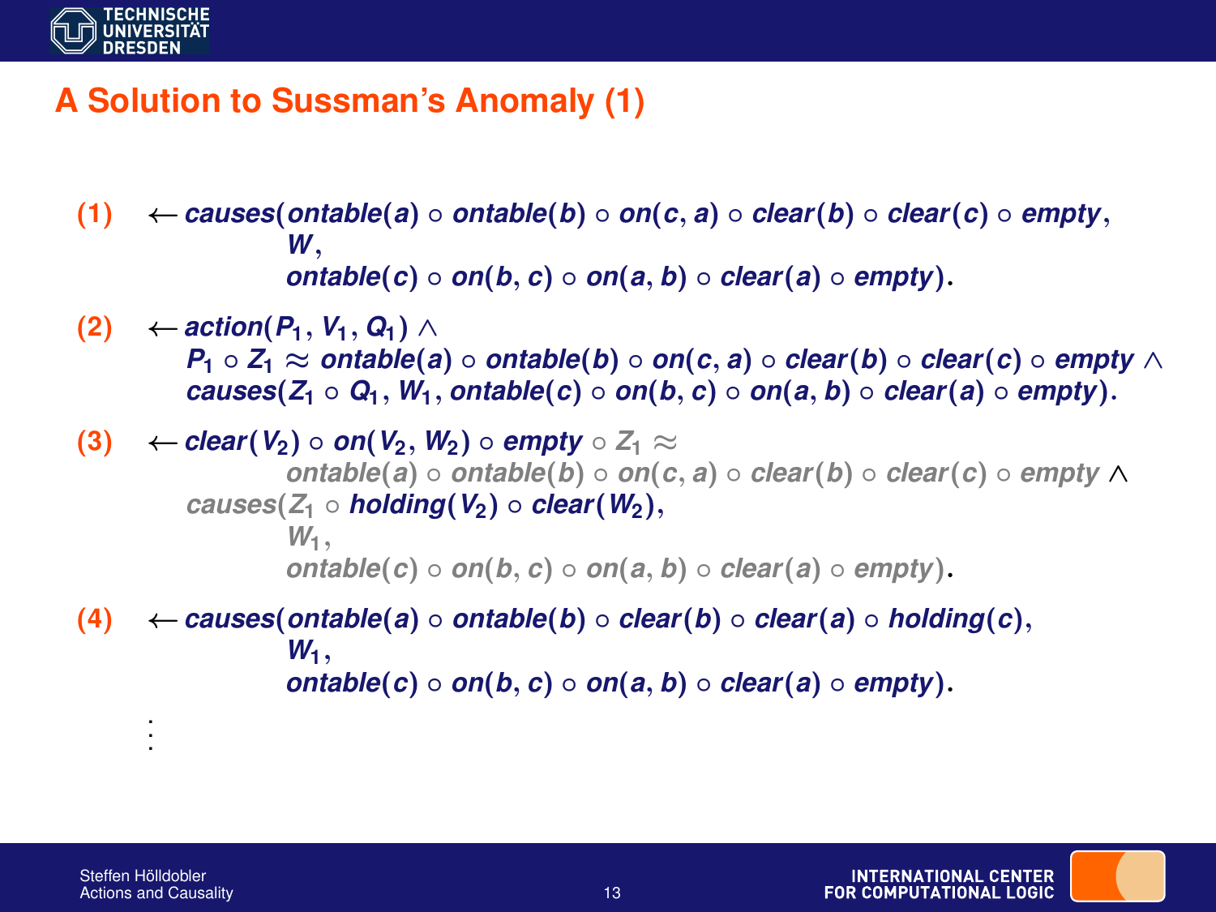# A Solution to Sussman's Anomaly (1)

(1) $\leftarrow causes(ontable(a) \circ ontable(b) \circ on(c,a) \circ clear(b) \circ clear(c) \circ empty,$
$W,$
$ontable(c) \circ on(b,c) \circ on(a,b) \circ clear(a) \circ empty).$

(2) $\leftarrow action(P_1, V_1, Q_1) \wedge$
$P_1 \circ Z_1 \approx ontable(a) \circ ontable(b) \circ on(c,a) \circ clear(b) \circ clear(c) \circ empty \wedge$
$causes(Z_1 \circ Q_1, W_1, ontable(c) \circ on(b,c) \circ on(a,b) \circ clear(a) \circ empty).$

(3) $\leftarrow clear(V_2) \circ on(V_2, W_2) \circ empty \circ Z_1 \approx$
$ontable(a) \circ ontable(b) \circ on(c,a) \circ clear(b) \circ clear(c) \circ empty \wedge$
$causes(Z_1 \circ holding(V_2) \circ clear(W_2),$
$W_1,$
$ontable(c) \circ on(b,c) \circ on(a,b) \circ clear(a) \circ empty).$

(4) $\leftarrow causes(ontable(a) \circ ontable(b) \circ clear(b) \circ clear(a) \circ holding(c),$
$W_1,$
$ontable(c) \circ on(b,c) \circ on(a,b) \circ clear(a) \circ empty).$

$\vdots$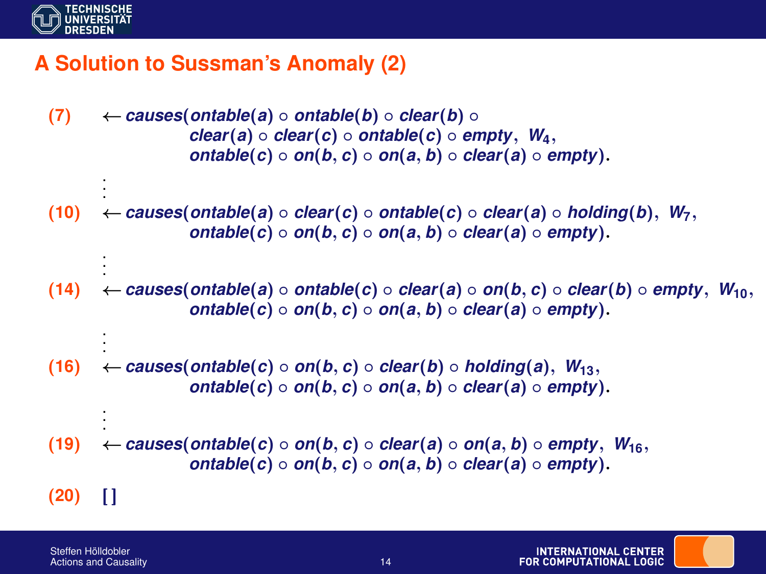# A Solution to Sussman's Anomaly (2)

(7) $\leftarrow causes(ontable(a) \circ ontable(b) \circ clear(b) \circ clear(a) \circ clear(c) \circ ontable(c) \circ empty,\ W_4,\ ontable(c) \circ on(b,c) \circ on(a,b) \circ clear(a) \circ empty).$

$\vdots$

(10) $\leftarrow causes(ontable(a) \circ clear(c) \circ ontable(c) \circ clear(a) \circ holding(b),\ W_7,\ ontable(c) \circ on(b,c) \circ on(a,b) \circ clear(a) \circ empty).$

$\vdots$

(14) $\leftarrow causes(ontable(a) \circ ontable(c) \circ clear(a) \circ on(b,c) \circ clear(b) \circ empty,\ W_{10},\ ontable(c) \circ on(b,c) \circ on(a,b) \circ clear(a) \circ empty).$

$\vdots$

(16) $\leftarrow causes(ontable(c) \circ on(b,c) \circ clear(b) \circ holding(a),\ W_{13},\ ontable(c) \circ on(b,c) \circ on(a,b) \circ clear(a) \circ empty).$

$\vdots$

(19) $\leftarrow causes(ontable(c) \circ on(b,c) \circ clear(a) \circ on(a,b) \circ empty,\ W_{16},\ ontable(c) \circ on(b,c) \circ on(a,b) \circ clear(a) \circ empty).$

(20) [ ]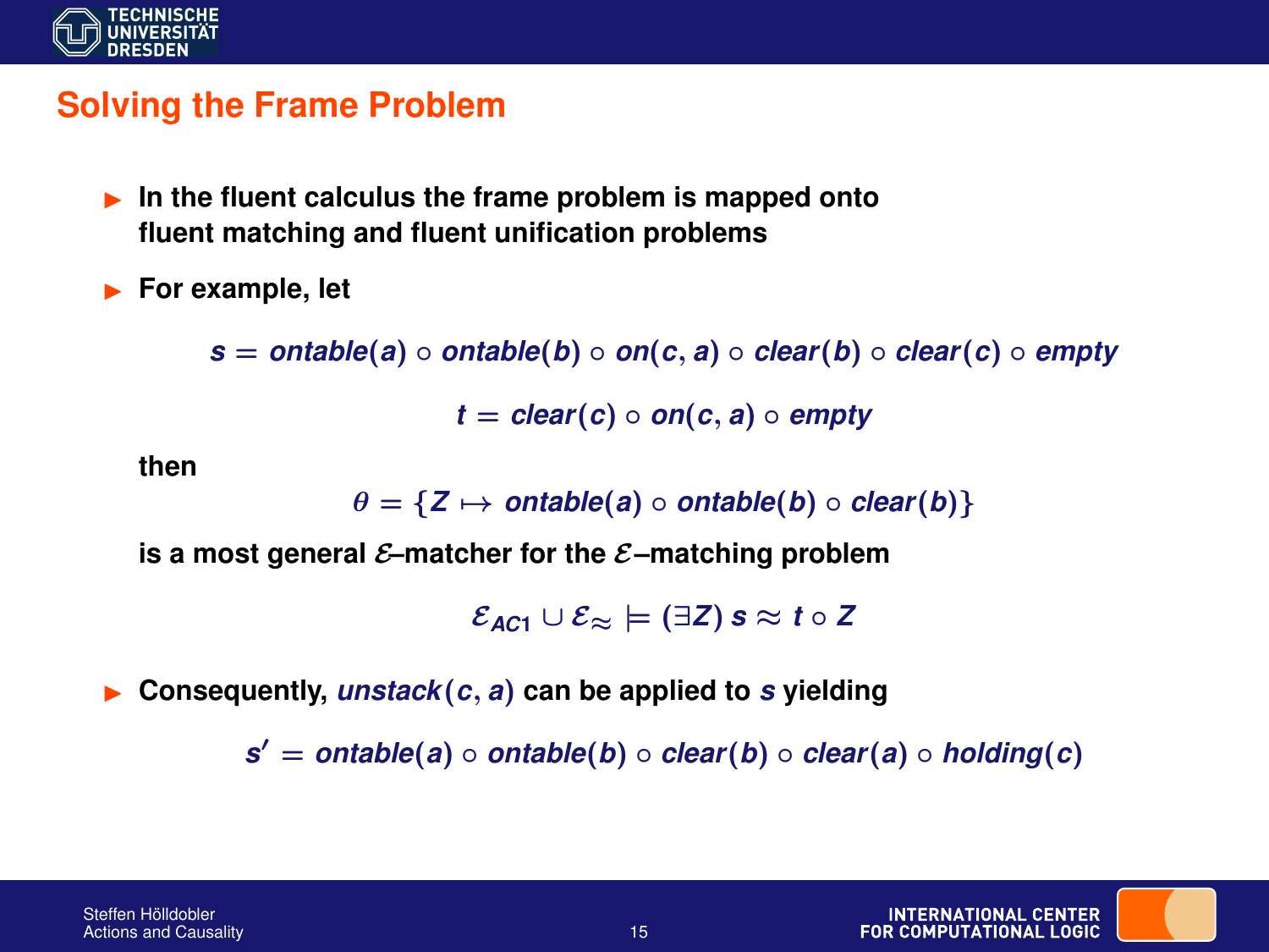## Solving the Frame Problem

- In the fluent calculus the frame problem is mapped onto fluent matching and fluent unification problems
- For example, let

$$s = ontable(a) \circ ontable(b) \circ on(c, a) \circ clear(b) \circ clear(c) \circ empty$$

$$t = clear(c) \circ on(c, a) \circ empty$$

then

$$\theta = \{Z \mapsto ontable(a) \circ ontable(b) \circ clear(b)\}$$

is a most general $\mathcal{E}$–matcher for the $\mathcal{E}$–matching problem

$$\mathcal{E}_{AC1} \cup \mathcal{E}_{\approx} \models (\exists Z)\, s \approx t \circ Z$$

- Consequently, $unstack(c, a)$ can be applied to $s$ yielding

$$s' = ontable(a) \circ ontable(b) \circ clear(b) \circ clear(a) \circ holding(c)$$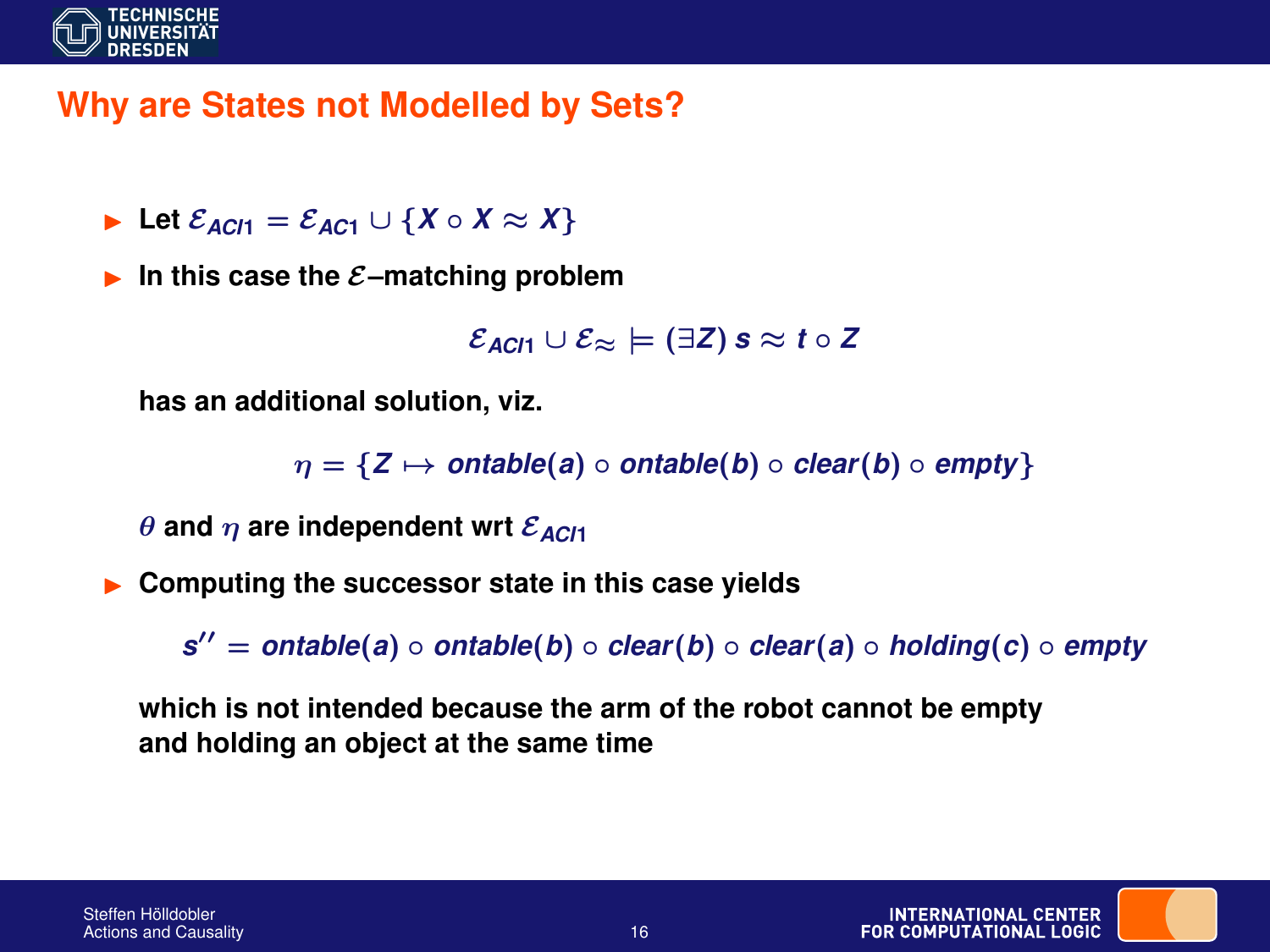## Why are States not Modelled by Sets?

- Let $\mathcal{E}_{ACI1} = \mathcal{E}_{AC1} \cup \{X \circ X \approx X\}$
- In this case the $\mathcal{E}$–matching problem

  $$\mathcal{E}_{ACI1} \cup \mathcal{E}_{\approx} \models (\exists Z)\; s \approx t \circ Z$$

  has an additional solution, viz.

  $$\eta = \{Z \mapsto \mathit{ontable}(a) \circ \mathit{ontable}(b) \circ \mathit{clear}(b) \circ \mathit{empty}\}$$

  $\theta$ and $\eta$ are independent wrt $\mathcal{E}_{ACI1}$

- Computing the successor state in this case yields

  $$s'' = \mathit{ontable}(a) \circ \mathit{ontable}(b) \circ \mathit{clear}(b) \circ \mathit{clear}(a) \circ \mathit{holding}(c) \circ \mathit{empty}$$

  which is not intended because the arm of the robot cannot be empty and holding an object at the same time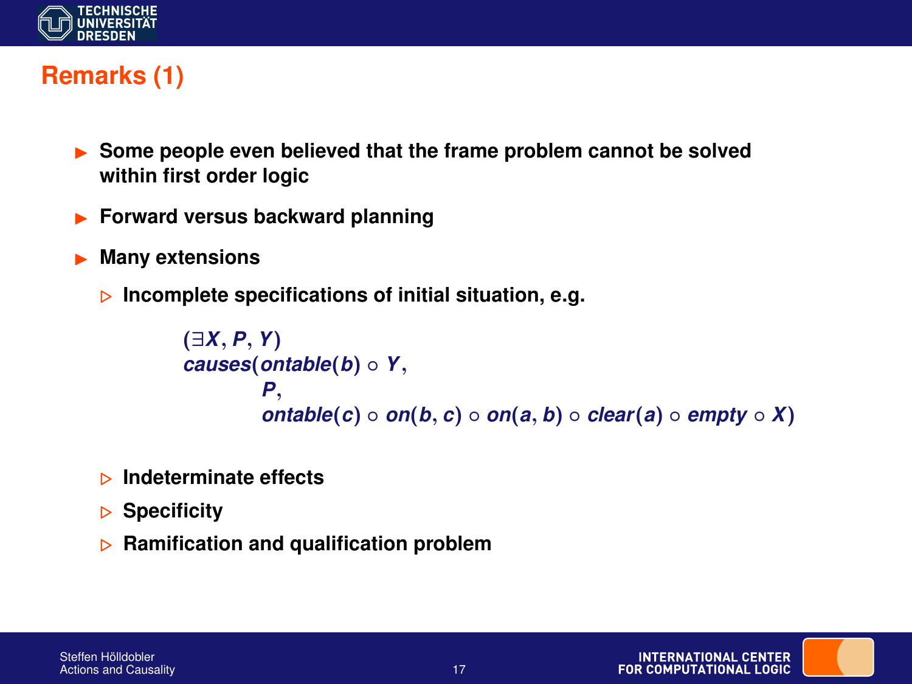# Remarks (1)

- **Some people even believed that the frame problem cannot be solved within first order logic**
- **Forward versus backward planning**
- **Many extensions**
  - **Incomplete specifications of initial situation, e.g.**

$$
\begin{array}{l}
(\exists X, P, Y) \\
causes(ontable(b) \circ Y, \\
\qquad P, \\
\qquad ontable(c) \circ on(b, c) \circ on(a, b) \circ clear(a) \circ empty \circ X)
\end{array}
$$

  - **Indeterminate effects**
  - **Specificity**
  - **Ramification and qualification problem**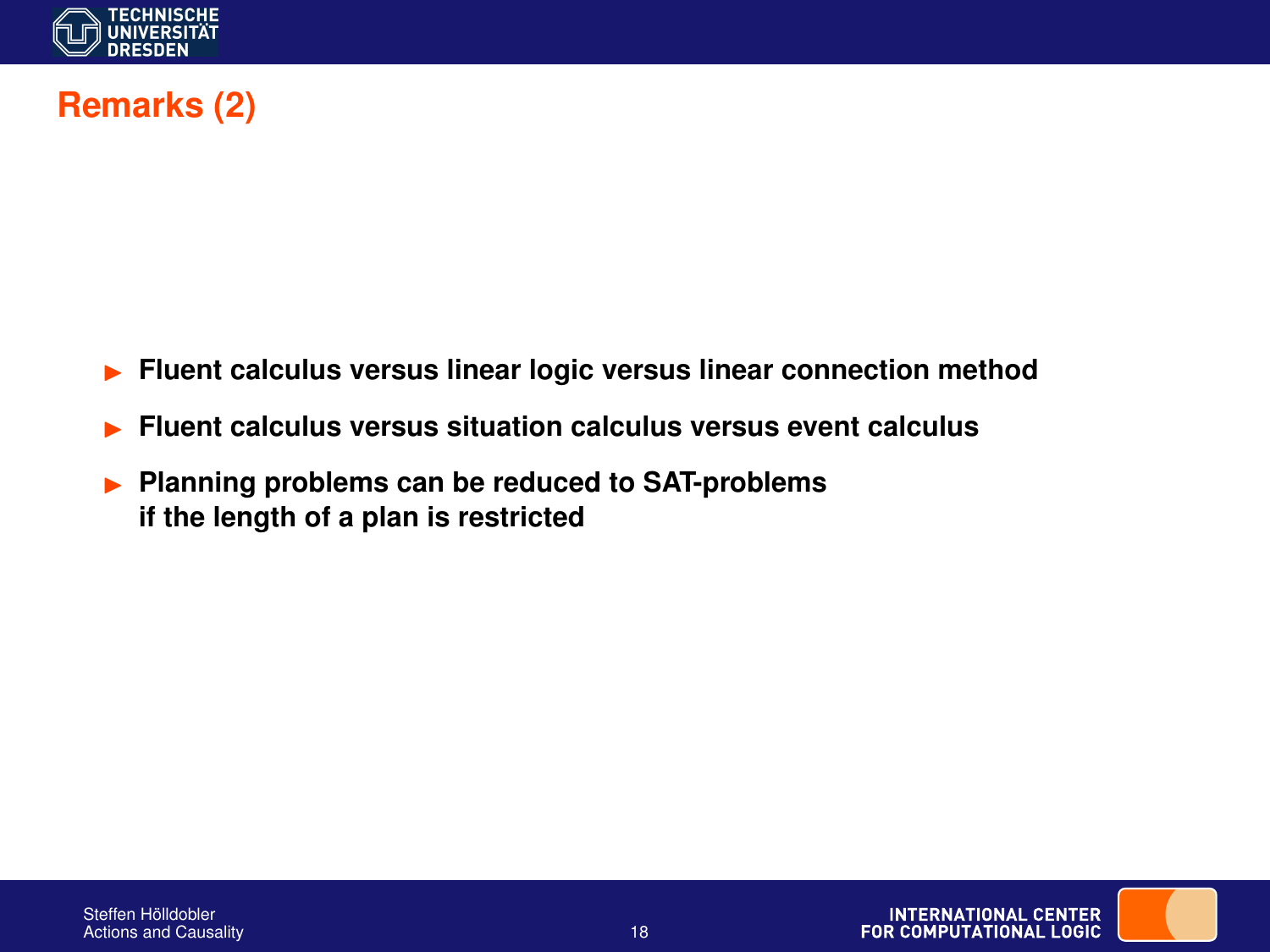## Remarks (2)

- **Fluent calculus versus linear logic versus linear connection method**
- **Fluent calculus versus situation calculus versus event calculus**
- **Planning problems can be reduced to SAT-problems if the length of a plan is restricted**